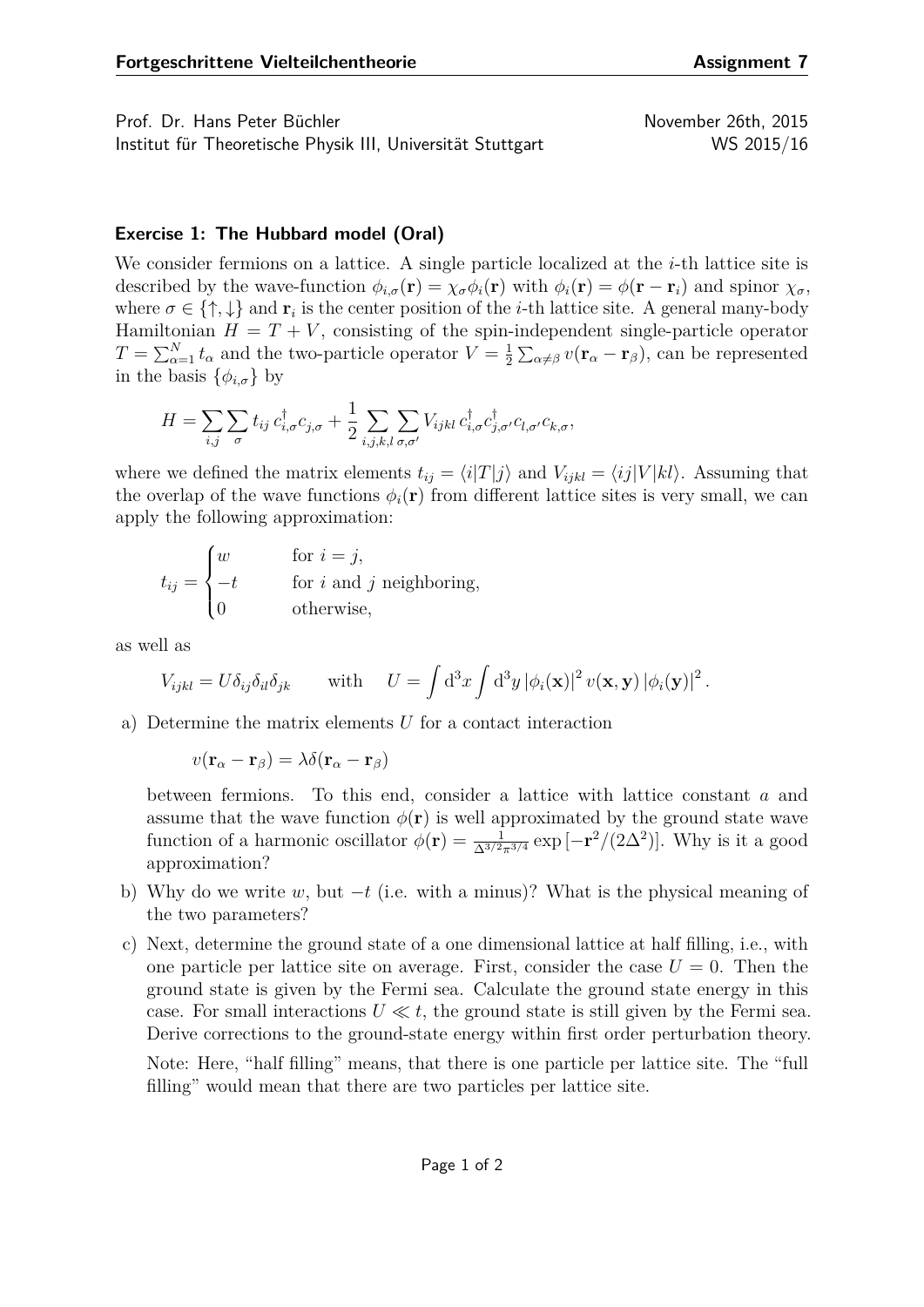**Fortgeschrittene Vielteilchentheorie** **Assignment 7**

Prof. Dr. Hans Peter Büchler
Institut für Theoretische Physik III, Universität Stuttgart

November 26th, 2015
WS 2015/16

### Exercise 1: The Hubbard model (Oral)

We consider fermions on a lattice. A single particle localized at the $i$-th lattice site is described by the wave-function $\phi_{i,\sigma}(\mathbf{r}) = \chi_\sigma \phi_i(\mathbf{r})$ with $\phi_i(\mathbf{r}) = \phi(\mathbf{r} - \mathbf{r}_i)$ and spinor $\chi_\sigma$, where $\sigma \in \{\uparrow, \downarrow\}$ and $\mathbf{r}_i$ is the center position of the $i$-th lattice site. A general many-body Hamiltonian $H = T + V$, consisting of the spin-independent single-particle operator $T = \sum_{\alpha=1}^{N} t_\alpha$ and the two-particle operator $V = \frac{1}{2}\sum_{\alpha\neq\beta} v(\mathbf{r}_\alpha - \mathbf{r}_\beta)$, can be represented in the basis $\{\phi_{i,\sigma}\}$ by

$$H = \sum_{i,j}\sum_{\sigma} t_{ij}\, c^\dagger_{i,\sigma} c_{j,\sigma} + \frac{1}{2}\sum_{i,j,k,l}\sum_{\sigma,\sigma'} V_{ijkl}\, c^\dagger_{i,\sigma} c^\dagger_{j,\sigma'} c_{l,\sigma'} c_{k,\sigma},$$

where we defined the matrix elements $t_{ij} = \langle i|T|j\rangle$ and $V_{ijkl} = \langle ij|V|kl\rangle$. Assuming that the overlap of the wave functions $\phi_i(\mathbf{r})$ from different lattice sites is very small, we can apply the following approximation:

$$t_{ij} = \begin{cases} w & \text{for } i = j, \\ -t & \text{for } i \text{ and } j \text{ neighboring}, \\ 0 & \text{otherwise}, \end{cases}$$

as well as

$$V_{ijkl} = U\delta_{ij}\delta_{il}\delta_{jk} \qquad \text{with} \qquad U = \int \mathrm{d}^3x \int \mathrm{d}^3y\, |\phi_i(\mathbf{x})|^2\, v(\mathbf{x},\mathbf{y})\, |\phi_i(\mathbf{y})|^2 .$$

a) Determine the matrix elements $U$ for a contact interaction

   $$v(\mathbf{r}_\alpha - \mathbf{r}_\beta) = \lambda\delta(\mathbf{r}_\alpha - \mathbf{r}_\beta)$$

   between fermions. To this end, consider a lattice with lattice constant $a$ and assume that the wave function $\phi(\mathbf{r})$ is well approximated by the ground state wave function of a harmonic oscillator $\phi(\mathbf{r}) = \frac{1}{\Delta^{3/2}\pi^{3/4}}\exp\left[-\mathbf{r}^2/(2\Delta^2)\right]$. Why is it a good approximation?

b) Why do we write $w$, but $-t$ (i.e. with a minus)? What is the physical meaning of the two parameters?

c) Next, determine the ground state of a one dimensional lattice at half filling, i.e., with one particle per lattice site on average. First, consider the case $U = 0$. Then the ground state is given by the Fermi sea. Calculate the ground state energy in this case. For small interactions $U \ll t$, the ground state is still given by the Fermi sea. Derive corrections to the ground-state energy within first order perturbation theory.

   Note: Here, "half filling" means, that there is one particle per lattice site. The "full filling" would mean that there are two particles per lattice site.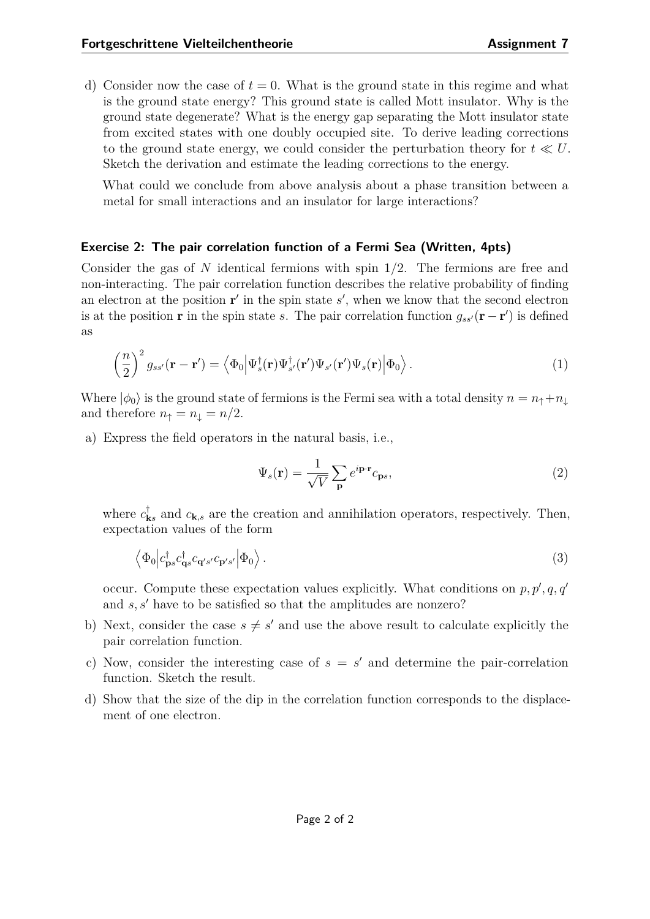d) Consider now the case of $t = 0$. What is the ground state in this regime and what is the ground state energy? This ground state is called Mott insulator. Why is the ground state degenerate? What is the energy gap separating the Mott insulator state from excited states with one doubly occupied site. To derive leading corrections to the ground state energy, we could consider the perturbation theory for $t \ll U$. Sketch the derivation and estimate the leading corrections to the energy.

   What could we conclude from above analysis about a phase transition between a metal for small interactions and an insulator for large interactions?

### Exercise 2: The pair correlation function of a Fermi Sea (Written, 4pts)

Consider the gas of $N$ identical fermions with spin 1/2. The fermions are free and non-interacting. The pair correlation function describes the relative probability of finding an electron at the position $\mathbf{r}'$ in the spin state $s'$, when we know that the second electron is at the position $\mathbf{r}$ in the spin state $s$. The pair correlation function $g_{ss'}(\mathbf{r} - \mathbf{r}')$ is defined as

$$\left(\frac{n}{2}\right)^2 g_{ss'}(\mathbf{r} - \mathbf{r}') = \left\langle \Phi_0 \middle| \Psi_s^\dagger(\mathbf{r}) \Psi_{s'}^\dagger(\mathbf{r}') \Psi_{s'}(\mathbf{r}') \Psi_s(\mathbf{r}) \middle| \Phi_0 \right\rangle. \tag{1}$$

Where $|\phi_0\rangle$ is the ground state of fermions is the Fermi sea with a total density $n = n_\uparrow + n_\downarrow$ and therefore $n_\uparrow = n_\downarrow = n/2$.

a) Express the field operators in the natural basis, i.e.,

$$\Psi_s(\mathbf{r}) = \frac{1}{\sqrt{V}} \sum_{\mathbf{p}} e^{i\mathbf{p}\cdot\mathbf{r}} c_{\mathbf{p}s}, \tag{2}$$

   where $c^\dagger_{\mathbf{k}s}$ and $c_{\mathbf{k},s}$ are the creation and annihilation operators, respectively. Then, expectation values of the form

$$\left\langle \Phi_0 \middle| c^\dagger_{\mathbf{p}s} c^\dagger_{\mathbf{q}s} c_{\mathbf{q}'s'} c_{\mathbf{p}'s'} \middle| \Phi_0 \right\rangle. \tag{3}$$

   occur. Compute these expectation values explicitly. What conditions on $p, p', q, q'$ and $s, s'$ have to be satisfied so that the amplitudes are nonzero?

b) Next, consider the case $s \neq s'$ and use the above result to calculate explicitly the pair correlation function.

c) Now, consider the interesting case of $s = s'$ and determine the pair-correlation function. Sketch the result.

d) Show that the size of the dip in the correlation function corresponds to the displacement of one electron.